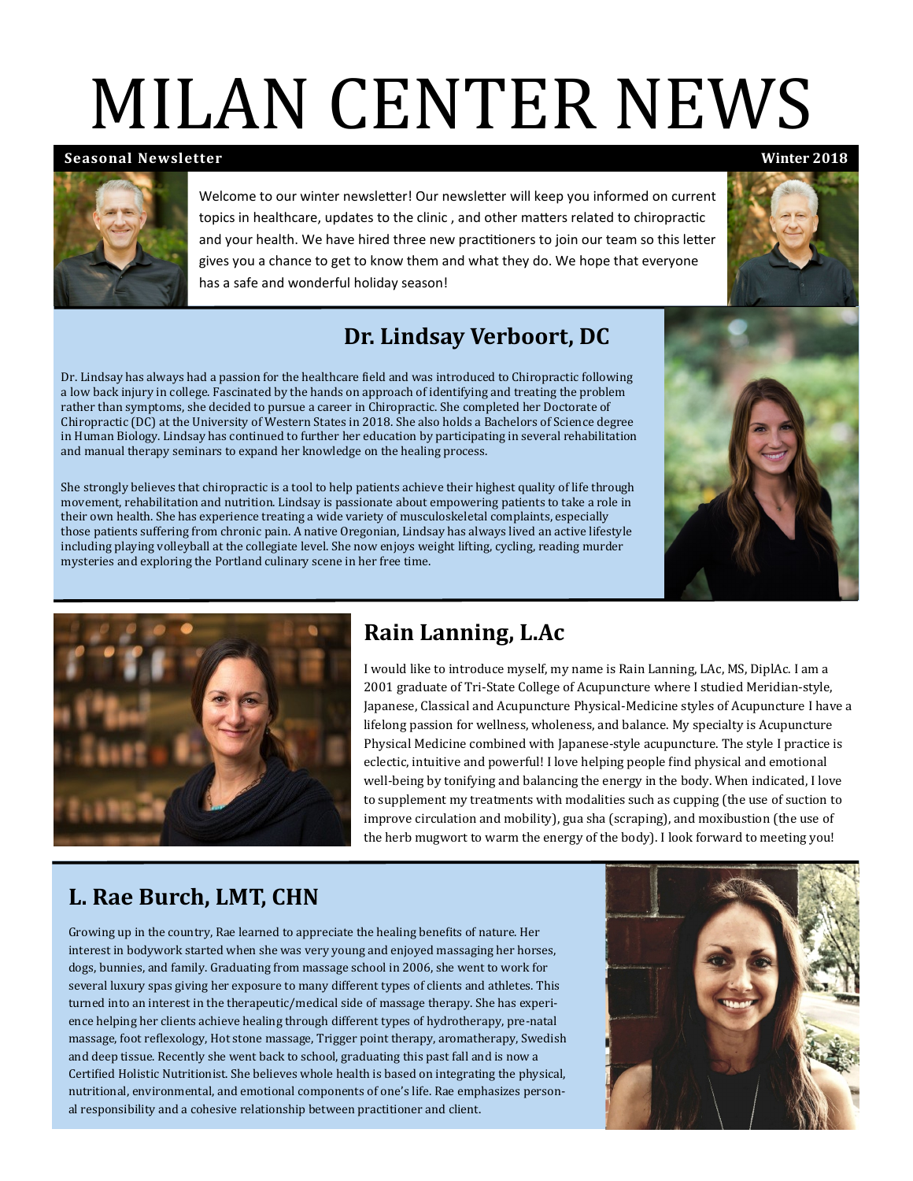# MILAN CENTER NEWS

**Seasonal Newsletter** **Winter 2018**

Welcome to our winter newsletter! Our newsletter will keep you informed on current topics in healthcare, updates to the clinic , and other matters related to chiropractic and your health. We have hired three new practitioners to join our team so this letter gives you a chance to get to know them and what they do. We hope that everyone has a safe and wonderful holiday season!

## Dr. Lindsay Verboort, DC

Dr. Lindsay has always had a passion for the healthcare field and was introduced to Chiropractic following a low back injury in college. Fascinated by the hands on approach of identifying and treating the problem rather than symptoms, she decided to pursue a career in Chiropractic. She completed her Doctorate of Chiropractic (DC) at the University of Western States in 2018. She also holds a Bachelors of Science degree in Human Biology. Lindsay has continued to further her education by participating in several rehabilitation and manual therapy seminars to expand her knowledge on the healing process.

She strongly believes that chiropractic is a tool to help patients achieve their highest quality of life through movement, rehabilitation and nutrition. Lindsay is passionate about empowering patients to take a role in their own health. She has experience treating a wide variety of musculoskeletal complaints, especially those patients suffering from chronic pain. A native Oregonian, Lindsay has always lived an active lifestyle including playing volleyball at the collegiate level. She now enjoys weight lifting, cycling, reading murder mysteries and exploring the Portland culinary scene in her free time.

## Rain Lanning, L.Ac

I would like to introduce myself, my name is Rain Lanning, LAc, MS, DiplAc. I am a 2001 graduate of Tri-State College of Acupuncture where I studied Meridian-style, Japanese, Classical and Acupuncture Physical-Medicine styles of Acupuncture I have a lifelong passion for wellness, wholeness, and balance. My specialty is Acupuncture Physical Medicine combined with Japanese-style acupuncture. The style I practice is eclectic, intuitive and powerful! I love helping people find physical and emotional well-being by tonifying and balancing the energy in the body. When indicated, I love to supplement my treatments with modalities such as cupping (the use of suction to improve circulation and mobility), gua sha (scraping), and moxibustion (the use of the herb mugwort to warm the energy of the body). I look forward to meeting you!

## L. Rae Burch, LMT, CHN

Growing up in the country, Rae learned to appreciate the healing benefits of nature. Her interest in bodywork started when she was very young and enjoyed massaging her horses, dogs, bunnies, and family. Graduating from massage school in 2006, she went to work for several luxury spas giving her exposure to many different types of clients and athletes. This turned into an interest in the therapeutic/medical side of massage therapy. She has experience helping her clients achieve healing through different types of hydrotherapy, pre-natal massage, foot reflexology, Hot stone massage, Trigger point therapy, aromatherapy, Swedish and deep tissue. Recently she went back to school, graduating this past fall and is now a Certified Holistic Nutritionist. She believes whole health is based on integrating the physical, nutritional, environmental, and emotional components of one's life. Rae emphasizes personal responsibility and a cohesive relationship between practitioner and client.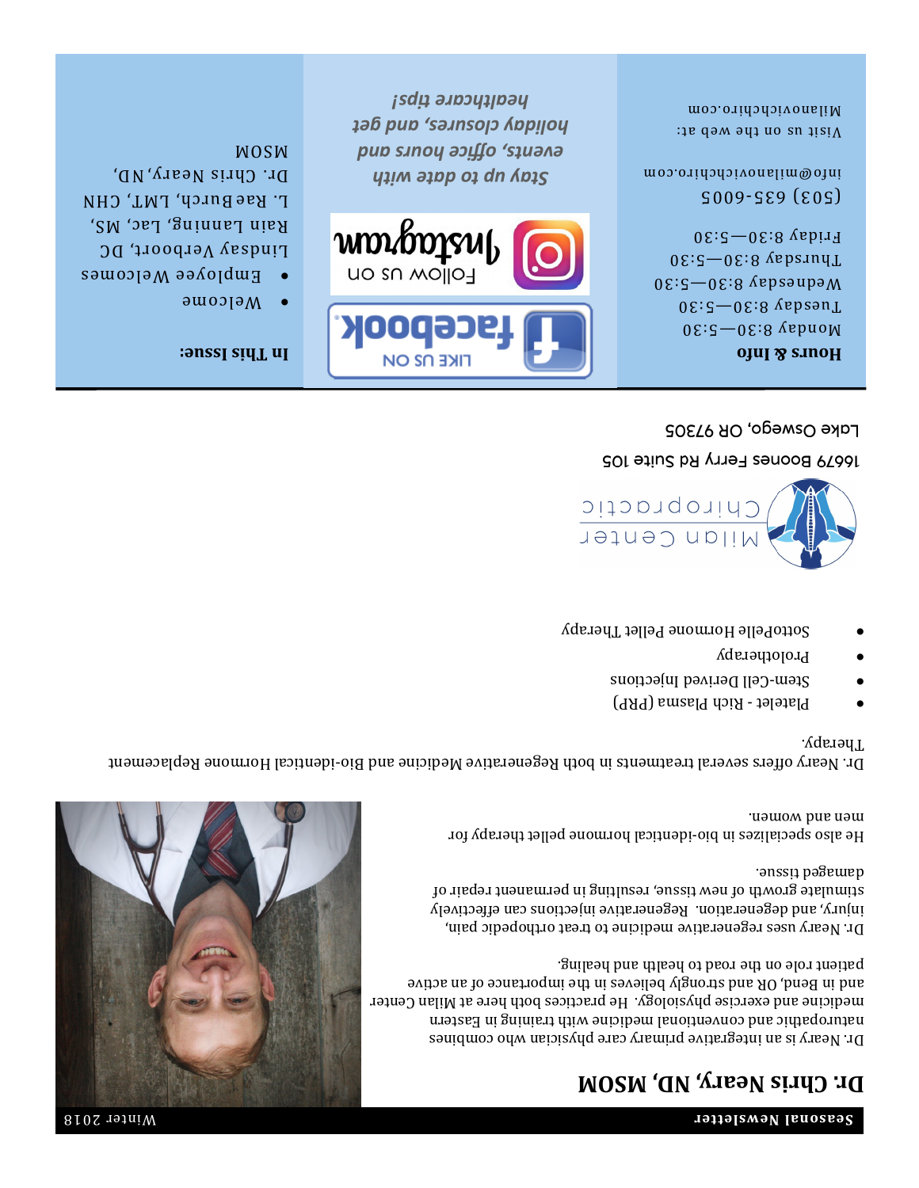**Seasonal Newsletter** Winter 2018

## Dr. Chris Neary, ND, MSOM

Dr. Neary is an integrative primary care physician who combines naturopathic and conventional medicine with training in Eastern medicine and exercise physiology. He practices both here at Milan Center and in Bend, OR and strongly believes in the importance of an active patient role on the road to health and healing.

Dr. Neary uses regenerative medicine to treat orthopedic pain, injury, and degeneration. Regenerative injections can effectively stimulate growth of new tissue, resulting in permanent repair of damaged tissue.

He also specializes in bio-identical hormone pellet therapy for men and women.

Dr. Neary offers several treatments in both Regenerative Medicine and Bio-identical Hormone Replacement Therapy.

- Platelet - Rich Plasma (PRP)
- Stem-Cell Derived Injections
- Prolotherapy
- SottoPelle Hormone Pellet Therapy

Milan Center Chiropractic

16679 Boones Ferry Rd Suite 105

Lake Oswego, OR 97305

**Hours & Info**

Monday 8:30—5:30

Tuesday 8:30—5:30

Wednesday 8:30—5:30

Thursday 8:30—5:30

Friday 8:30—5:30

(503) 635-6005

info@milanovichchiro.com

Visit us on the web at:
Milanovichchiro.com

LIKE US ON facebook

Follow us on Instagram

***Stay up to date with events, office hours and holiday closures, and get healthcare tips!***

**In This Issue:**

- Welcome
- Employee Welcomes

Lindsay Verboort, DC

Rain Lanning, Lac, MS,

L. Rae Burch, LMT, CHN

Dr. Chris Neary, ND, MSOM